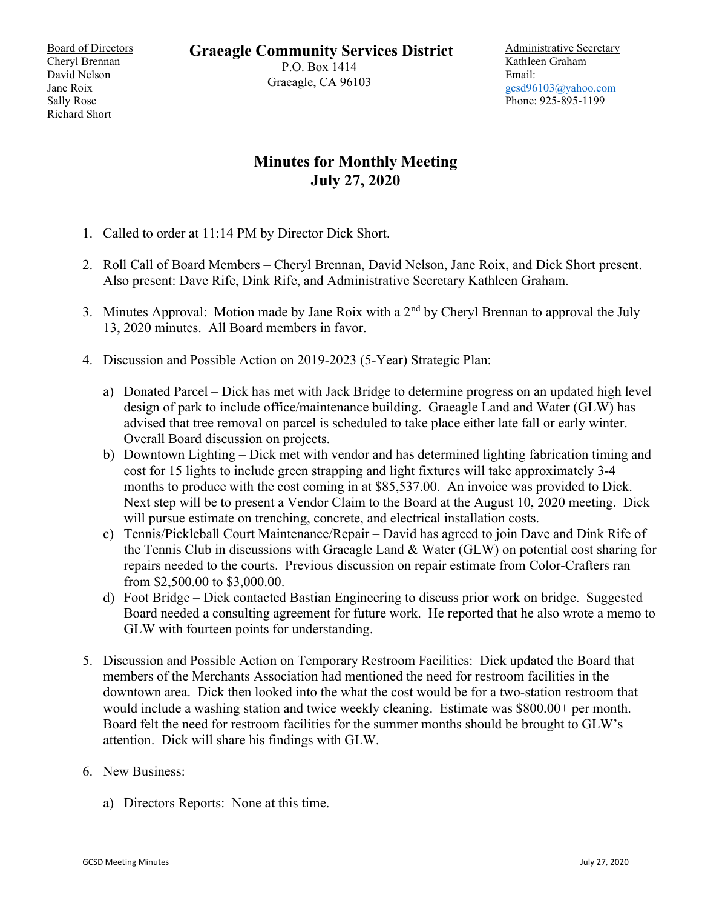Board of Directors
Cheryl Brennan
David Nelson
Jane Roix
Sally Rose
Richard Short

**Graeagle Community Services District**
P.O. Box 1414
Graeagle, CA 96103

Administrative Secretary
Kathleen Graham
Email:
gcsd96103@yahoo.com
Phone: 925-895-1199

# Minutes for Monthly Meeting
# July 27, 2020

1. Called to order at 11:14 PM by Director Dick Short.

2. Roll Call of Board Members – Cheryl Brennan, David Nelson, Jane Roix, and Dick Short present. Also present: Dave Rife, Dink Rife, and Administrative Secretary Kathleen Graham.

3. Minutes Approval: Motion made by Jane Roix with a 2nd by Cheryl Brennan to approval the July 13, 2020 minutes. All Board members in favor.

4. Discussion and Possible Action on 2019-2023 (5-Year) Strategic Plan:

   a) Donated Parcel – Dick has met with Jack Bridge to determine progress on an updated high level design of park to include office/maintenance building. Graeagle Land and Water (GLW) has advised that tree removal on parcel is scheduled to take place either late fall or early winter. Overall Board discussion on projects.
   b) Downtown Lighting – Dick met with vendor and has determined lighting fabrication timing and cost for 15 lights to include green strapping and light fixtures will take approximately 3-4 months to produce with the cost coming in at $85,537.00. An invoice was provided to Dick. Next step will be to present a Vendor Claim to the Board at the August 10, 2020 meeting. Dick will pursue estimate on trenching, concrete, and electrical installation costs.
   c) Tennis/Pickleball Court Maintenance/Repair – David has agreed to join Dave and Dink Rife of the Tennis Club in discussions with Graeagle Land & Water (GLW) on potential cost sharing for repairs needed to the courts. Previous discussion on repair estimate from Color-Crafters ran from $2,500.00 to $3,000.00.
   d) Foot Bridge – Dick contacted Bastian Engineering to discuss prior work on bridge. Suggested Board needed a consulting agreement for future work. He reported that he also wrote a memo to GLW with fourteen points for understanding.

5. Discussion and Possible Action on Temporary Restroom Facilities: Dick updated the Board that members of the Merchants Association had mentioned the need for restroom facilities in the downtown area. Dick then looked into the what the cost would be for a two-station restroom that would include a washing station and twice weekly cleaning. Estimate was $800.00+ per month. Board felt the need for restroom facilities for the summer months should be brought to GLW's attention. Dick will share his findings with GLW.

6. New Business:

   a) Directors Reports: None at this time.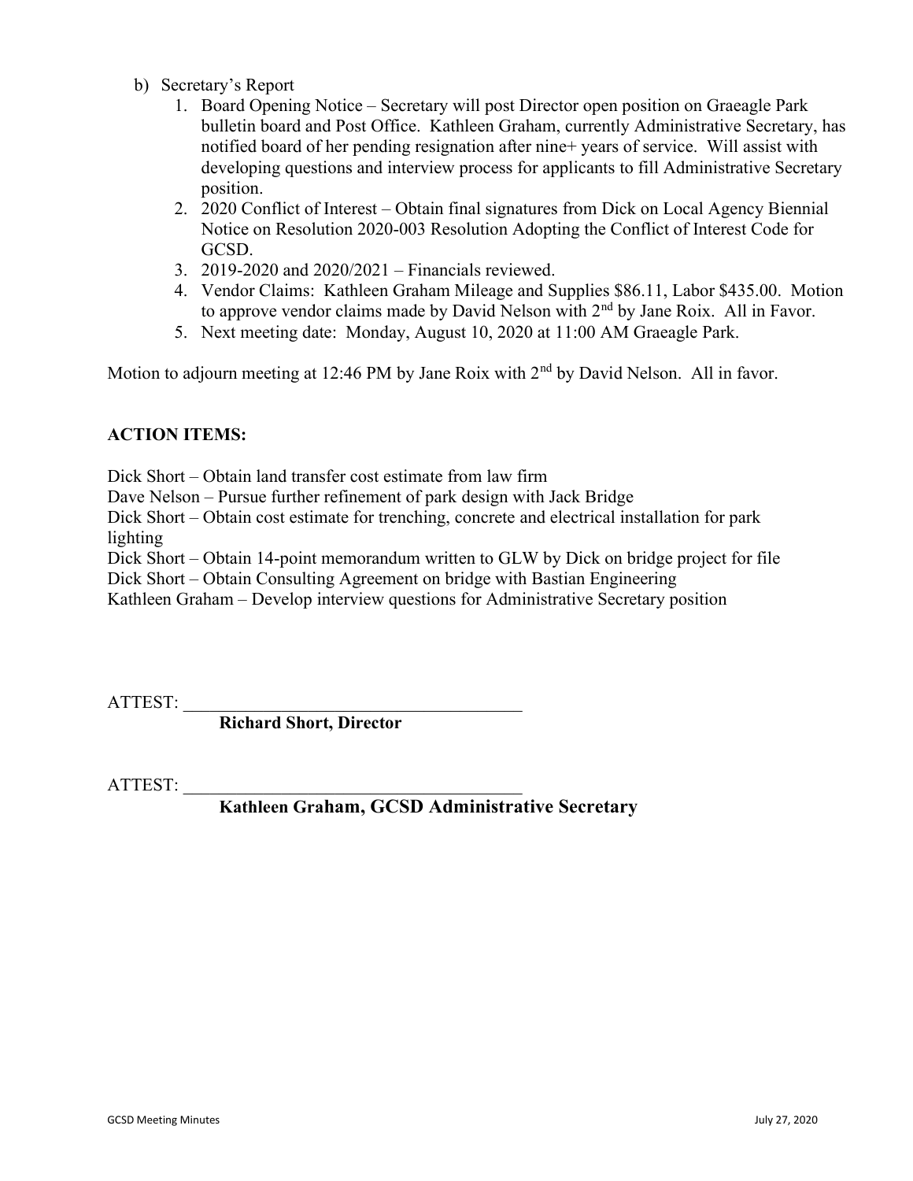b) Secretary's Report

1. Board Opening Notice – Secretary will post Director open position on Graeagle Park bulletin board and Post Office. Kathleen Graham, currently Administrative Secretary, has notified board of her pending resignation after nine+ years of service. Will assist with developing questions and interview process for applicants to fill Administrative Secretary position.
2. 2020 Conflict of Interest – Obtain final signatures from Dick on Local Agency Biennial Notice on Resolution 2020-003 Resolution Adopting the Conflict of Interest Code for GCSD.
3. 2019-2020 and 2020/2021 – Financials reviewed.
4. Vendor Claims: Kathleen Graham Mileage and Supplies $86.11, Labor $435.00. Motion to approve vendor claims made by David Nelson with 2nd by Jane Roix. All in Favor.
5. Next meeting date: Monday, August 10, 2020 at 11:00 AM Graeagle Park.

Motion to adjourn meeting at 12:46 PM by Jane Roix with 2nd by David Nelson. All in favor.

**ACTION ITEMS:**

Dick Short – Obtain land transfer cost estimate from law firm
Dave Nelson – Pursue further refinement of park design with Jack Bridge
Dick Short – Obtain cost estimate for trenching, concrete and electrical installation for park lighting
Dick Short – Obtain 14-point memorandum written to GLW by Dick on bridge project for file
Dick Short – Obtain Consulting Agreement on bridge with Bastian Engineering
Kathleen Graham – Develop interview questions for Administrative Secretary position

ATTEST: ______________________________________
**Richard Short, Director**

ATTEST: ______________________________________
**Kathleen Graham, GCSD Administrative Secretary**